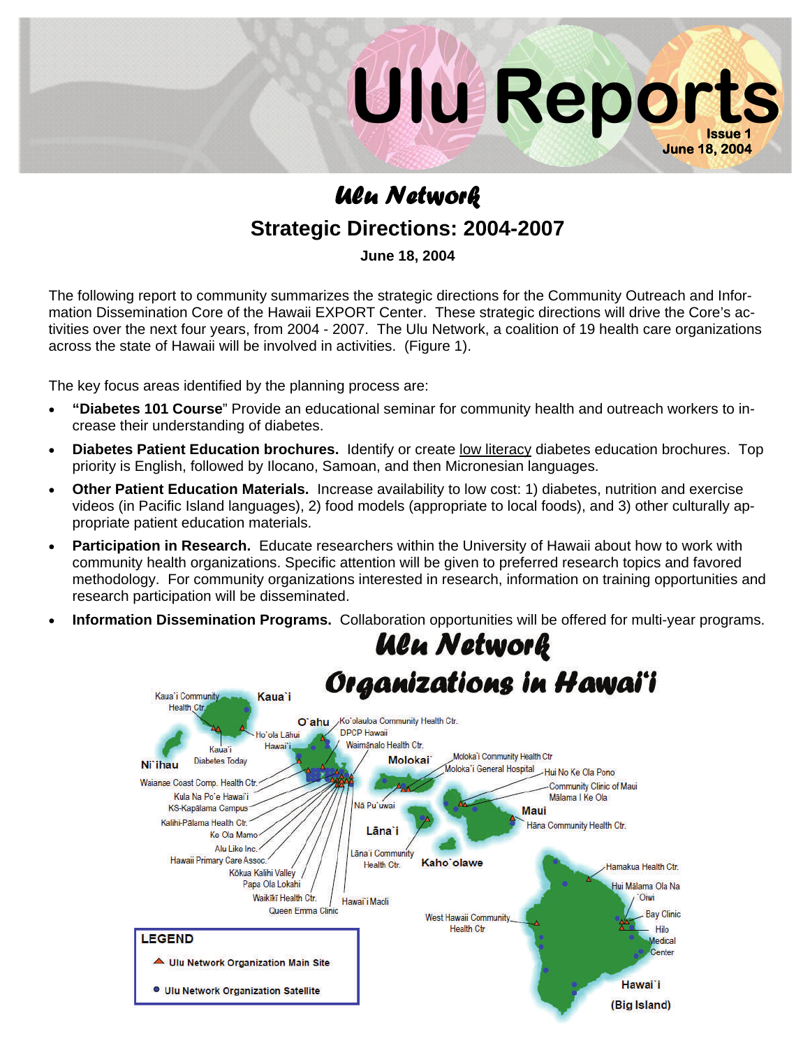# Ulu Reports

**Issue 1**
**June 18, 2004**

## *Ulu Network*

## Strategic Directions: 2004-2007

**June 18, 2004**

The following report to community summarizes the strategic directions for the Community Outreach and Information Dissemination Core of the Hawaii EXPORT Center. These strategic directions will drive the Core's activities over the next four years, from 2004 - 2007. The Ulu Network, a coalition of 19 health care organizations across the state of Hawaii will be involved in activities. (Figure 1).

The key focus areas identified by the planning process are:

- **"Diabetes 101 Course**" Provide an educational seminar for community health and outreach workers to increase their understanding of diabetes.
- **Diabetes Patient Education brochures.** Identify or create low literacy diabetes education brochures. Top priority is English, followed by Ilocano, Samoan, and then Micronesian languages.
- **Other Patient Education Materials.** Increase availability to low cost: 1) diabetes, nutrition and exercise videos (in Pacific Island languages), 2) food models (appropriate to local foods), and 3) other culturally appropriate patient education materials.
- **Participation in Research.** Educate researchers within the University of Hawaii about how to work with community health organizations. Specific attention will be given to preferred research topics and favored methodology. For community organizations interested in research, information on training opportunities and research participation will be disseminated.
- **Information Dissemination Programs.** Collaboration opportunities will be offered for multi-year programs.

## *Ulu Network Organizations in Hawai'i*

Kaua`i: Kaua`i Community Health Ctr., Ho`ola Lāhui Hawai`i, Kaua`i Diabetes Today

O`ahu: Ko`olauloa Community Health Ctr., DPCP Hawaii, Waimānalo Health Ctr., Waianae Coast Comp. Health Ctr., Kula Na Po`e Hawai`i, KS-Kapālama Campus, Kalihi-Pālama Health Ctr., Ke Ola Mamo, Alu Like Inc., Hawaii Primary Care Assoc., Kōkua Kalihi Valley, Papa Ola Lokahi, Waikīkī Health Ctr., Queen Emma Clinic, Nā Pu`uwai, Hawai`i Maoli

Ni`ihau

Moloka`i: Moloka`i Community Health Ctr, Moloka`i General Hospital

Maui: Hui No Ke Ola Pono, Community Clinic of Maui, Mālama I Ke Ola, Hāna Community Health Ctr.

Lāna`i: Lāna`i Community Health Ctr.

Kaho`olawe

Hawai`i (Big Island): Hamakua Health Ctr., Hui Mālama Ola Na `Oiwi, Bay Clinic, Hilo Medical Center, West Hawaii Community Health Ctr

**LEGEND**
- ▲ Ulu Network Organization Main Site
- ● Ulu Network Organization Satellite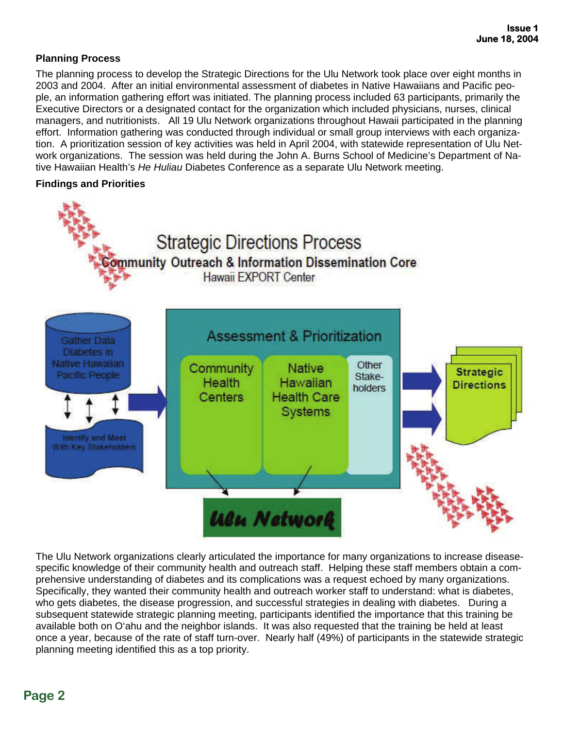## Planning Process

The planning process to develop the Strategic Directions for the Ulu Network took place over eight months in 2003 and 2004. After an initial environmental assessment of diabetes in Native Hawaiians and Pacific people, an information gathering effort was initiated. The planning process included 63 participants, primarily the Executive Directors or a designated contact for the organization which included physicians, nurses, clinical managers, and nutritionists. All 19 Ulu Network organizations throughout Hawaii participated in the planning effort. Information gathering was conducted through individual or small group interviews with each organization. A prioritization session of key activities was held in April 2004, with statewide representation of Ulu Network organizations. The session was held during the John A. Burns School of Medicine's Department of Native Hawaiian Health's *He Huliau* Diabetes Conference as a separate Ulu Network meeting.

## Findings and Priorities

Strategic Directions Process

Community Outreach & Information Dissemination Core

Hawaii EXPORT Center

Gather Data Diabetes in Native Hawaiian Pacific People

Identify and Meet With Key Stakeholders

Assessment & Prioritization

Community Health Centers

Native Hawaiian Health Care Systems

Other Stakeholders

Strategic Directions

Ulu Network

The Ulu Network organizations clearly articulated the importance for many organizations to increase disease-specific knowledge of their community health and outreach staff. Helping these staff members obtain a comprehensive understanding of diabetes and its complications was a request echoed by many organizations. Specifically, they wanted their community health and outreach worker staff to understand: what is diabetes, who gets diabetes, the disease progression, and successful strategies in dealing with diabetes. During a subsequent statewide strategic planning meeting, participants identified the importance that this training be available both on O'ahu and the neighbor islands. It was also requested that the training be held at least once a year, because of the rate of staff turn-over. Nearly half (49%) of participants in the statewide strategic planning meeting identified this as a top priority.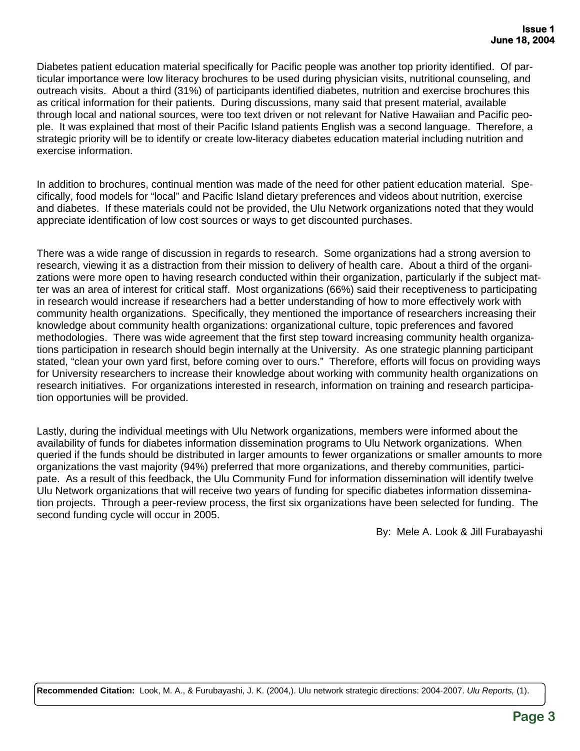Diabetes patient education material specifically for Pacific people was another top priority identified. Of particular importance were low literacy brochures to be used during physician visits, nutritional counseling, and outreach visits. About a third (31%) of participants identified diabetes, nutrition and exercise brochures this as critical information for their patients. During discussions, many said that present material, available through local and national sources, were too text driven or not relevant for Native Hawaiian and Pacific people. It was explained that most of their Pacific Island patients English was a second language. Therefore, a strategic priority will be to identify or create low-literacy diabetes education material including nutrition and exercise information.

In addition to brochures, continual mention was made of the need for other patient education material. Specifically, food models for "local" and Pacific Island dietary preferences and videos about nutrition, exercise and diabetes. If these materials could not be provided, the Ulu Network organizations noted that they would appreciate identification of low cost sources or ways to get discounted purchases.

There was a wide range of discussion in regards to research. Some organizations had a strong aversion to research, viewing it as a distraction from their mission to delivery of health care. About a third of the organizations were more open to having research conducted within their organization, particularly if the subject matter was an area of interest for critical staff. Most organizations (66%) said their receptiveness to participating in research would increase if researchers had a better understanding of how to more effectively work with community health organizations. Specifically, they mentioned the importance of researchers increasing their knowledge about community health organizations: organizational culture, topic preferences and favored methodologies. There was wide agreement that the first step toward increasing community health organizations participation in research should begin internally at the University. As one strategic planning participant stated, "clean your own yard first, before coming over to ours." Therefore, efforts will focus on providing ways for University researchers to increase their knowledge about working with community health organizations on research initiatives. For organizations interested in research, information on training and research participation opportunities will be provided.

Lastly, during the individual meetings with Ulu Network organizations, members were informed about the availability of funds for diabetes information dissemination programs to Ulu Network organizations. When queried if the funds should be distributed in larger amounts to fewer organizations or smaller amounts to more organizations the vast majority (94%) preferred that more organizations, and thereby communities, participate. As a result of this feedback, the Ulu Community Fund for information dissemination will identify twelve Ulu Network organizations that will receive two years of funding for specific diabetes information dissemination projects. Through a peer-review process, the first six organizations have been selected for funding. The second funding cycle will occur in 2005.

By: Mele A. Look & Jill Furabayashi

**Recommended Citation:** Look, M. A., & Furubayashi, J. K. (2004,). Ulu network strategic directions: 2004-2007. *Ulu Reports,* (1).